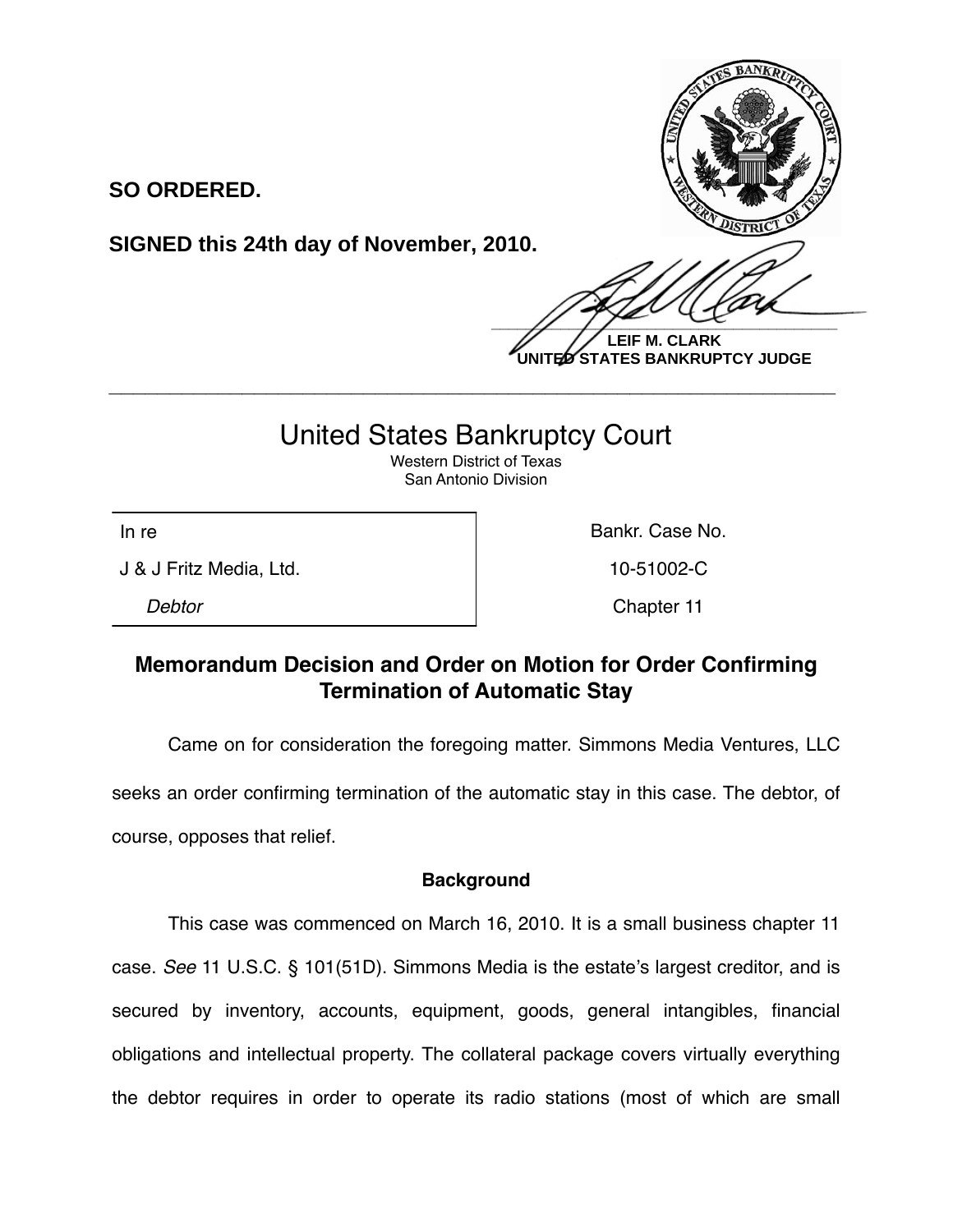**SO ORDERED.**

**SIGNED this 24th day of November, 2010.**

**LEIF M. CLARK**
**UNITED STATES BANKRUPTCY JUDGE**

---

# United States Bankruptcy Court

Western District of Texas
San Antonio Division

| In re | Bankr. Case No. |
|---|---|
| J & J Fritz Media, Ltd. | 10-51002-C |
| *Debtor* | Chapter 11 |

## Memorandum Decision and Order on Motion for Order Confirming Termination of Automatic Stay

Came on for consideration the foregoing matter. Simmons Media Ventures, LLC seeks an order confirming termination of the automatic stay in this case. The debtor, of course, opposes that relief.

### Background

This case was commenced on March 16, 2010. It is a small business chapter 11 case. *See* 11 U.S.C. § 101(51D). Simmons Media is the estate's largest creditor, and is secured by inventory, accounts, equipment, goods, general intangibles, financial obligations and intellectual property. The collateral package covers virtually everything the debtor requires in order to operate its radio stations (most of which are small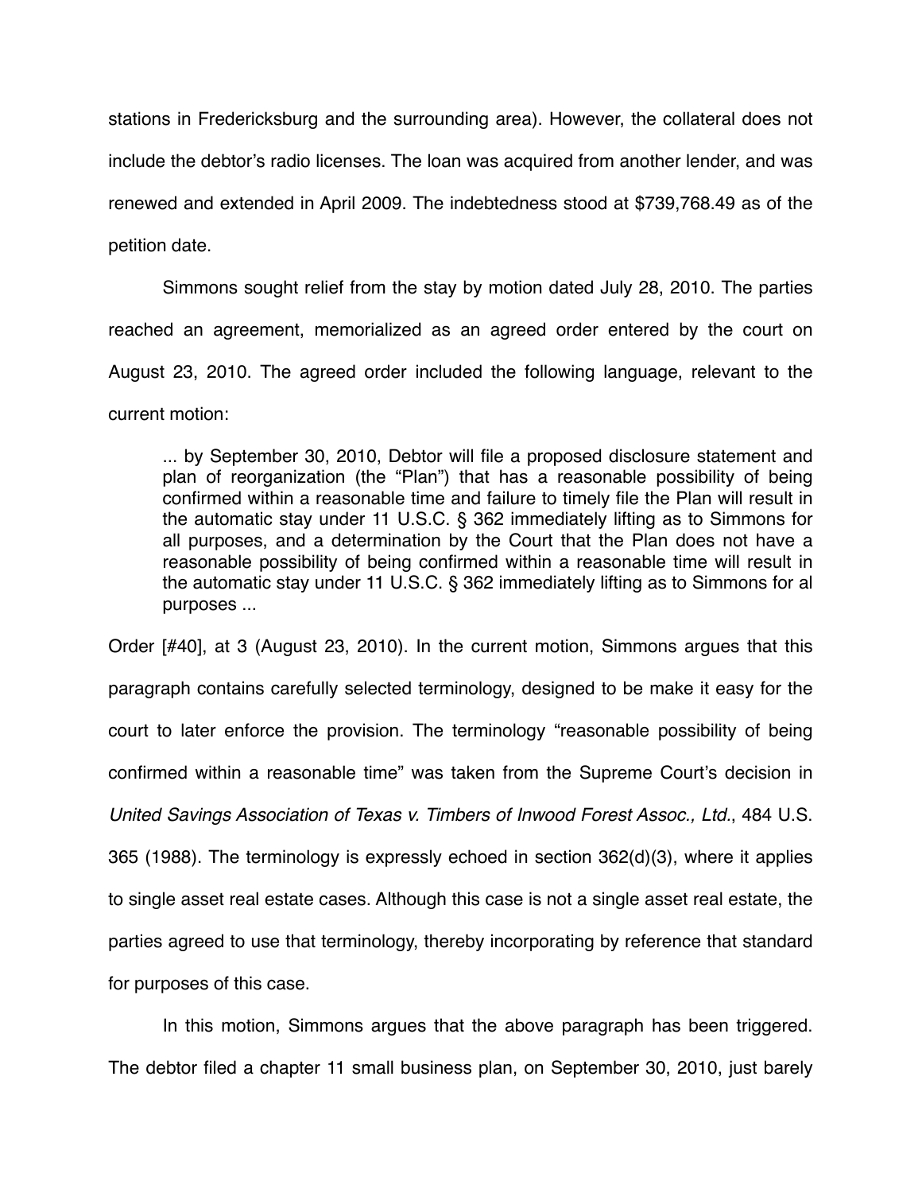stations in Fredericksburg and the surrounding area). However, the collateral does not include the debtor's radio licenses. The loan was acquired from another lender, and was renewed and extended in April 2009. The indebtedness stood at $739,768.49 as of the petition date.

Simmons sought relief from the stay by motion dated July 28, 2010. The parties reached an agreement, memorialized as an agreed order entered by the court on August 23, 2010. The agreed order included the following language, relevant to the current motion:

> ... by September 30, 2010, Debtor will file a proposed disclosure statement and plan of reorganization (the "Plan") that has a reasonable possibility of being confirmed within a reasonable time and failure to timely file the Plan will result in the automatic stay under 11 U.S.C. § 362 immediately lifting as to Simmons for all purposes, and a determination by the Court that the Plan does not have a reasonable possibility of being confirmed within a reasonable time will result in the automatic stay under 11 U.S.C. § 362 immediately lifting as to Simmons for al purposes ...

Order [#40], at 3 (August 23, 2010). In the current motion, Simmons argues that this paragraph contains carefully selected terminology, designed to be make it easy for the court to later enforce the provision. The terminology "reasonable possibility of being confirmed within a reasonable time" was taken from the Supreme Court's decision in *United Savings Association of Texas v. Timbers of Inwood Forest Assoc., Ltd.*, 484 U.S. 365 (1988). The terminology is expressly echoed in section 362(d)(3), where it applies to single asset real estate cases. Although this case is not a single asset real estate, the parties agreed to use that terminology, thereby incorporating by reference that standard for purposes of this case.

In this motion, Simmons argues that the above paragraph has been triggered. The debtor filed a chapter 11 small business plan, on September 30, 2010, just barely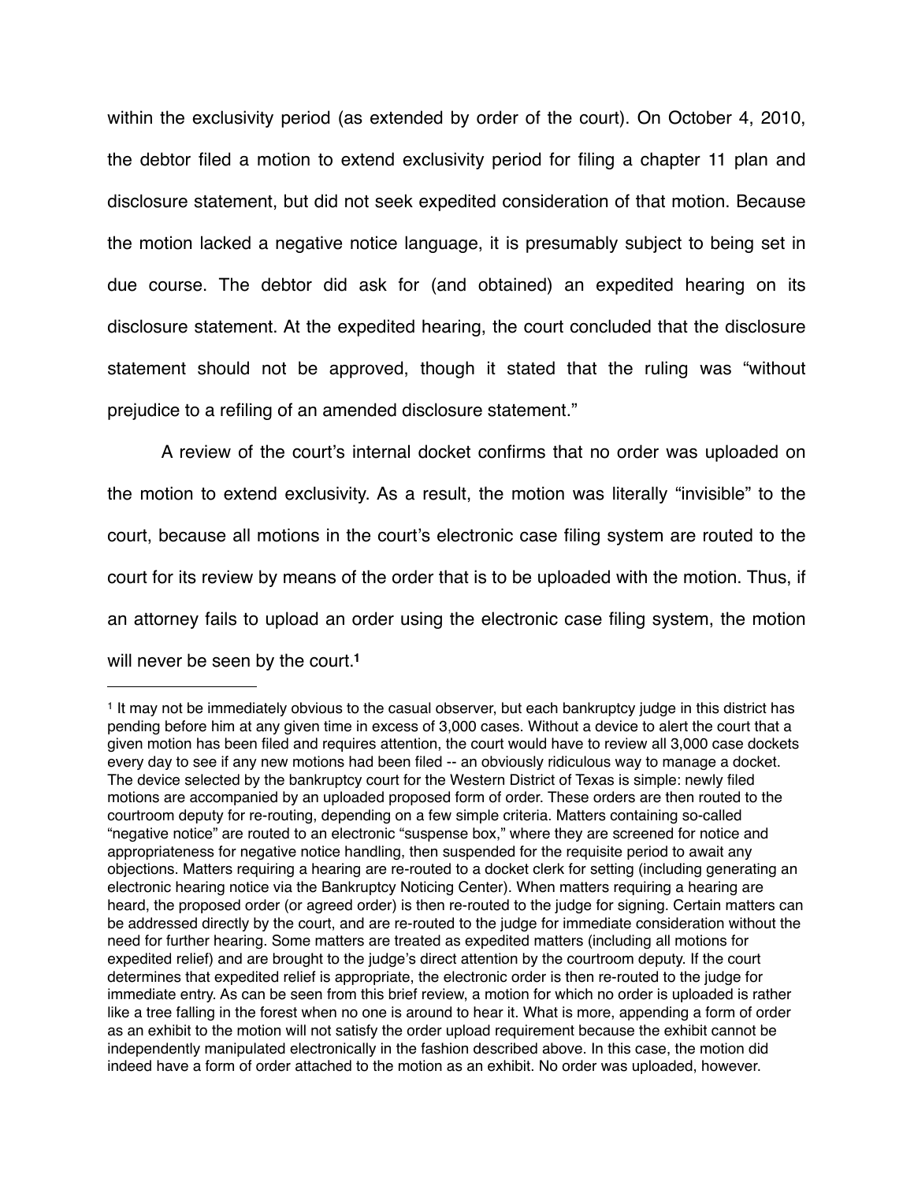within the exclusivity period (as extended by order of the court). On October 4, 2010, the debtor filed a motion to extend exclusivity period for filing a chapter 11 plan and disclosure statement, but did not seek expedited consideration of that motion. Because the motion lacked a negative notice language, it is presumably subject to being set in due course. The debtor did ask for (and obtained) an expedited hearing on its disclosure statement. At the expedited hearing, the court concluded that the disclosure statement should not be approved, though it stated that the ruling was "without prejudice to a refiling of an amended disclosure statement."

A review of the court's internal docket confirms that no order was uploaded on the motion to extend exclusivity. As a result, the motion was literally "invisible" to the court, because all motions in the court's electronic case filing system are routed to the court for its review by means of the order that is to be uploaded with the motion. Thus, if an attorney fails to upload an order using the electronic case filing system, the motion will never be seen by the court.[1]

---

[1] It may not be immediately obvious to the casual observer, but each bankruptcy judge in this district has pending before him at any given time in excess of 3,000 cases. Without a device to alert the court that a given motion has been filed and requires attention, the court would have to review all 3,000 case dockets every day to see if any new motions had been filed -- an obviously ridiculous way to manage a docket. The device selected by the bankruptcy court for the Western District of Texas is simple: newly filed motions are accompanied by an uploaded proposed form of order. These orders are then routed to the courtroom deputy for re-routing, depending on a few simple criteria. Matters containing so-called "negative notice" are routed to an electronic "suspense box," where they are screened for notice and appropriateness for negative notice handling, then suspended for the requisite period to await any objections. Matters requiring a hearing are re-routed to a docket clerk for setting (including generating an electronic hearing notice via the Bankruptcy Noticing Center). When matters requiring a hearing are heard, the proposed order (or agreed order) is then re-routed to the judge for signing. Certain matters can be addressed directly by the court, and are re-routed to the judge for immediate consideration without the need for further hearing. Some matters are treated as expedited matters (including all motions for expedited relief) and are brought to the judge's direct attention by the courtroom deputy. If the court determines that expedited relief is appropriate, the electronic order is then re-routed to the judge for immediate entry. As can be seen from this brief review, a motion for which no order is uploaded is rather like a tree falling in the forest when no one is around to hear it. What is more, appending a form of order as an exhibit to the motion will not satisfy the order upload requirement because the exhibit cannot be independently manipulated electronically in the fashion described above. In this case, the motion did indeed have a form of order attached to the motion as an exhibit. No order was uploaded, however.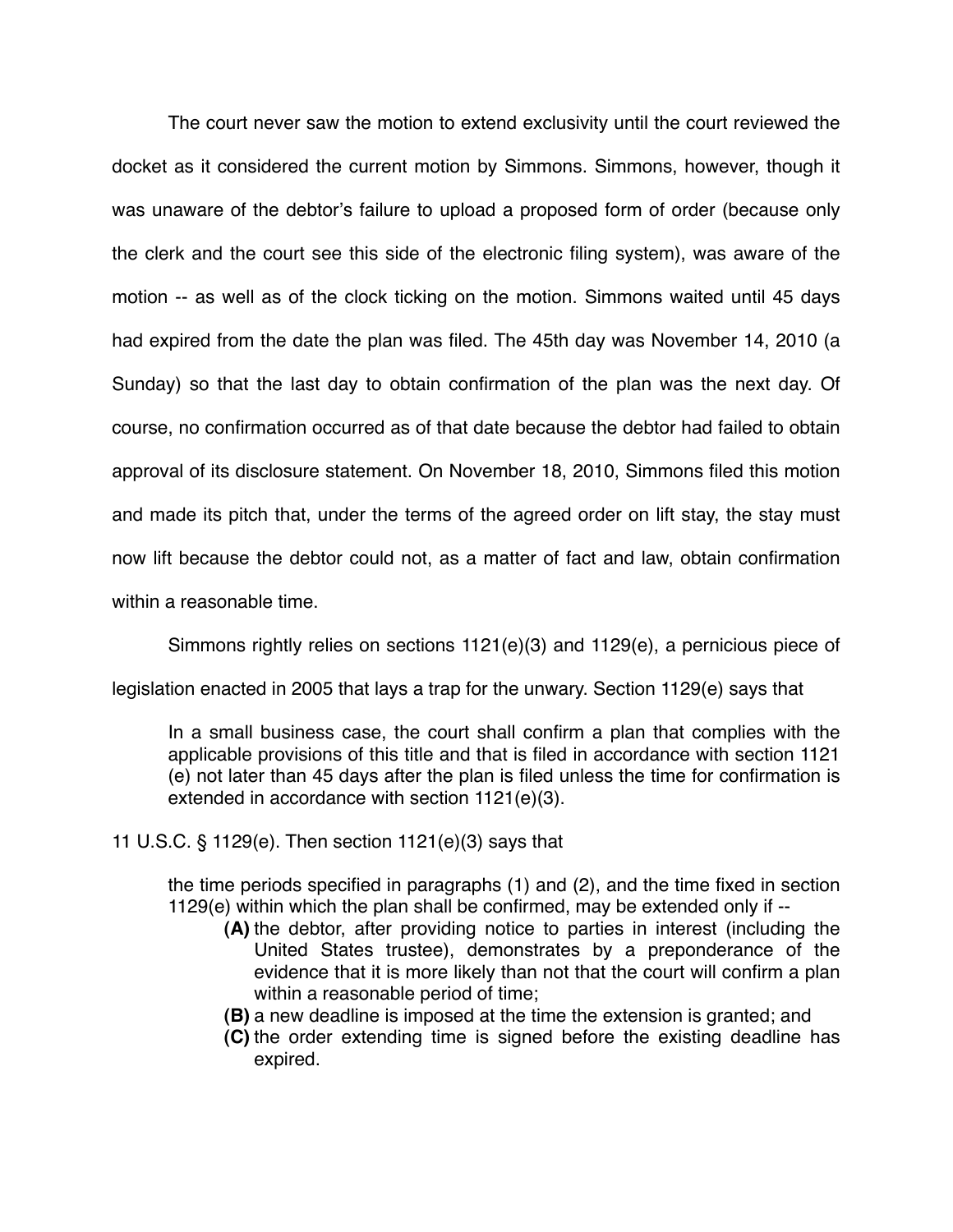The court never saw the motion to extend exclusivity until the court reviewed the docket as it considered the current motion by Simmons. Simmons, however, though it was unaware of the debtor's failure to upload a proposed form of order (because only the clerk and the court see this side of the electronic filing system), was aware of the motion -- as well as of the clock ticking on the motion. Simmons waited until 45 days had expired from the date the plan was filed. The 45th day was November 14, 2010 (a Sunday) so that the last day to obtain confirmation of the plan was the next day. Of course, no confirmation occurred as of that date because the debtor had failed to obtain approval of its disclosure statement. On November 18, 2010, Simmons filed this motion and made its pitch that, under the terms of the agreed order on lift stay, the stay must now lift because the debtor could not, as a matter of fact and law, obtain confirmation within a reasonable time.

Simmons rightly relies on sections 1121(e)(3) and 1129(e), a pernicious piece of legislation enacted in 2005 that lays a trap for the unwary. Section 1129(e) says that

> In a small business case, the court shall confirm a plan that complies with the applicable provisions of this title and that is filed in accordance with section 1121 (e) not later than 45 days after the plan is filed unless the time for confirmation is extended in accordance with section 1121(e)(3).

11 U.S.C. § 1129(e). Then section 1121(e)(3) says that

> the time periods specified in paragraphs (1) and (2), and the time fixed in section 1129(e) within which the plan shall be confirmed, may be extended only if --
>
> **(A)** the debtor, after providing notice to parties in interest (including the United States trustee), demonstrates by a preponderance of the evidence that it is more likely than not that the court will confirm a plan within a reasonable period of time;
>
> **(B)** a new deadline is imposed at the time the extension is granted; and
>
> **(C)** the order extending time is signed before the existing deadline has expired.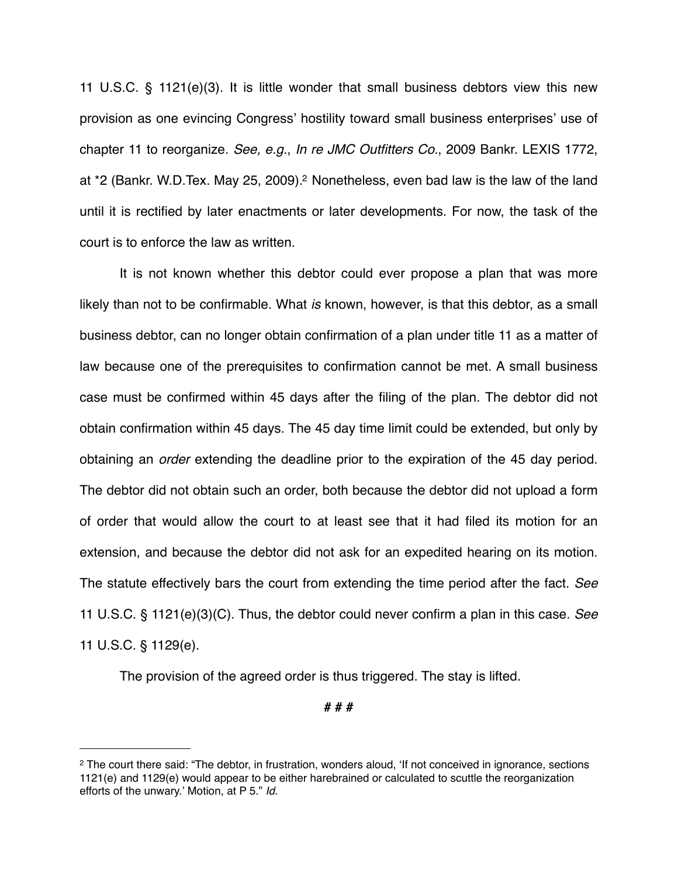11 U.S.C. § 1121(e)(3). It is little wonder that small business debtors view this new provision as one evincing Congress' hostility toward small business enterprises' use of chapter 11 to reorganize. *See, e.g.*, *In re JMC Outfitters Co.*, 2009 Bankr. LEXIS 1772, at *2 (Bankr. W.D.Tex. May 25, 2009).[2] Nonetheless, even bad law is the law of the land until it is rectified by later enactments or later developments. For now, the task of the court is to enforce the law as written.

It is not known whether this debtor could ever propose a plan that was more likely than not to be confirmable. What *is* known, however, is that this debtor, as a small business debtor, can no longer obtain confirmation of a plan under title 11 as a matter of law because one of the prerequisites to confirmation cannot be met. A small business case must be confirmed within 45 days after the filing of the plan. The debtor did not obtain confirmation within 45 days. The 45 day time limit could be extended, but only by obtaining an *order* extending the deadline prior to the expiration of the 45 day period. The debtor did not obtain such an order, both because the debtor did not upload a form of order that would allow the court to at least see that it had filed its motion for an extension, and because the debtor did not ask for an expedited hearing on its motion. The statute effectively bars the court from extending the time period after the fact. *See* 11 U.S.C. § 1121(e)(3)(C). Thus, the debtor could never confirm a plan in this case. *See* 11 U.S.C. § 1129(e).

The provision of the agreed order is thus triggered. The stay is lifted.

**# # #**

---

[2] The court there said: "The debtor, in frustration, wonders aloud, 'If not conceived in ignorance, sections 1121(e) and 1129(e) would appear to be either harebrained or calculated to scuttle the reorganization efforts of the unwary.' Motion, at P 5." *Id.*